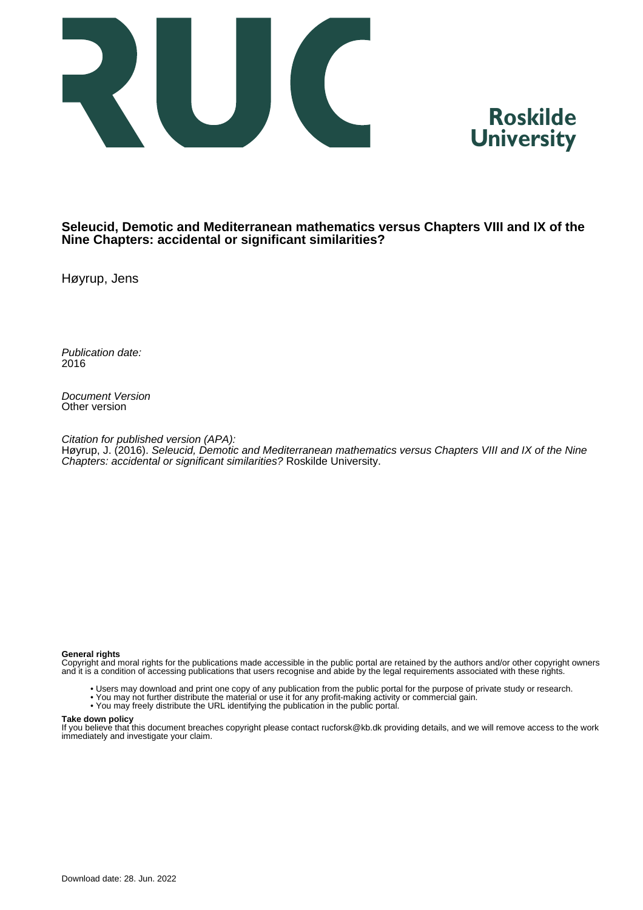Roskilde
University

# Seleucid, Demotic and Mediterranean mathematics versus Chapters VIII and IX of the Nine Chapters: accidental or significant similarities?

Høyrup, Jens

*Publication date:*
2016

*Document Version*
Other version

*Citation for published version (APA):*
Høyrup, J. (2016). *Seleucid, Demotic and Mediterranean mathematics versus Chapters VIII and IX of the Nine Chapters: accidental or significant similarities?* Roskilde University.

**General rights**
Copyright and moral rights for the publications made accessible in the public portal are retained by the authors and/or other copyright owners and it is a condition of accessing publications that users recognise and abide by the legal requirements associated with these rights.

- Users may download and print one copy of any publication from the public portal for the purpose of private study or research.
- You may not further distribute the material or use it for any profit-making activity or commercial gain.
- You may freely distribute the URL identifying the publication in the public portal.

**Take down policy**
If you believe that this document breaches copyright please contact rucforsk@kb.dk providing details, and we will remove access to the work immediately and investigate your claim.

Download date: 28. Jun. 2022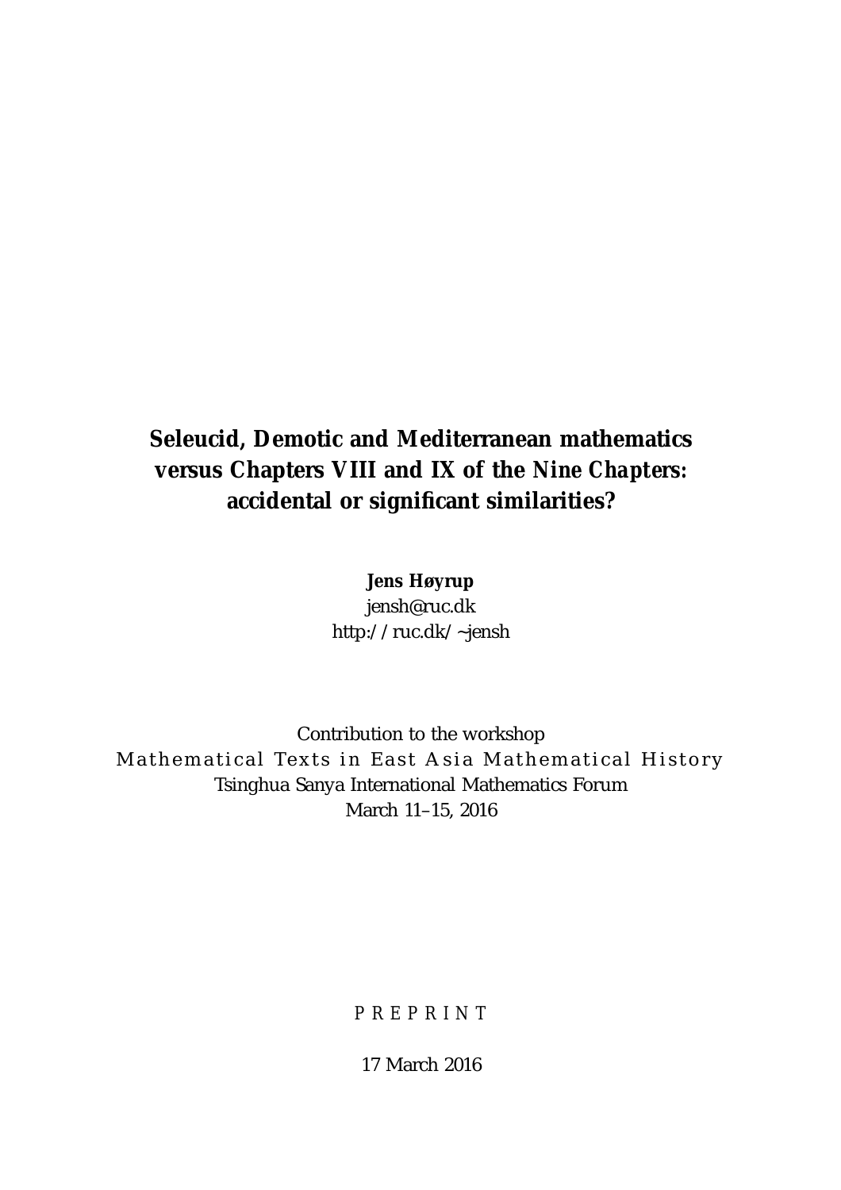# Seleucid, Demotic and Mediterranean mathematics versus Chapters VIII and IX of the *Nine Chapters*: accidental or significant similarities?

**Jens Høyrup**
jensh@ruc.dk
http://ruc.dk/~jensh

Contribution to the workshop
Mathematical Texts in East Asia Mathematical History
Tsinghua Sanya International Mathematics Forum
March 11–15, 2016

P R E P R I N T

17 March 2016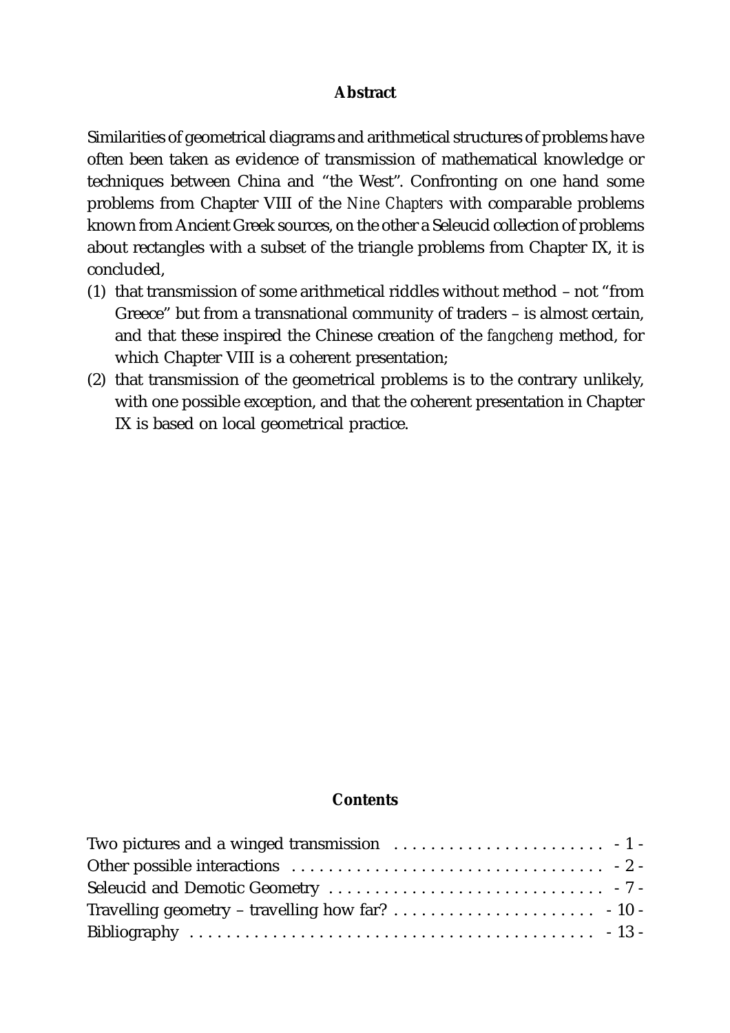## Abstract

Similarities of geometrical diagrams and arithmetical structures of problems have often been taken as evidence of transmission of mathematical knowledge or techniques between China and "the West". Confronting on one hand some problems from Chapter VIII of the *Nine Chapters* with comparable problems known from Ancient Greek sources, on the other a Seleucid collection of problems about rectangles with a subset of the triangle problems from Chapter IX, it is concluded,

(1) that transmission of some arithmetical riddles without method – not "from Greece" but from a transnational community of traders – is almost certain, and that these inspired the Chinese creation of the *fangcheng* method, for which Chapter VIII is a coherent presentation;

(2) that transmission of the geometrical problems is to the contrary unlikely, with one possible exception, and that the coherent presentation in Chapter IX is based on local geometrical practice.

## Contents

| | |
|---|---|
| Two pictures and a winged transmission | - 1 - |
| Other possible interactions | - 2 - |
| Seleucid and Demotic Geometry | - 7 - |
| Travelling geometry – travelling how far? | - 10 - |
| Bibliography | - 13 - |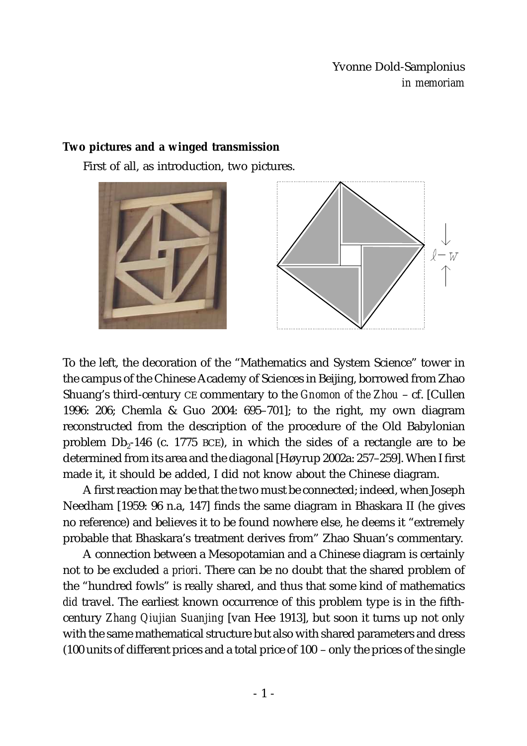Yvonne Dold-Samplonius
*in memoriam*

## **Two pictures and a winged transmission**

First of all, as introduction, two pictures.

To the left, the decoration of the "Mathematics and System Science" tower in the campus of the Chinese Academy of Sciences in Beijing, borrowed from Zhao Shuang's third-century CE commentary to the *Gnomon of the Zhou* – cf. [Cullen 1996: 206; Chemla & Guo 2004: 695–701]; to the right, my own diagram reconstructed from the description of the procedure of the Old Babylonian problem $Db_2$-146 (c. 1775 BCE), in which the sides of a rectangle are to be determined from its area and the diagonal [Høyrup 2002a: 257–259]. When I first made it, it should be added, I did not know about the Chinese diagram.

A first reaction may be that the two must be connected; indeed, when Joseph Needham [1959: 96 n.a, 147] finds the same diagram in Bhaskara II (he gives no reference) and believes it to be found nowhere else, he deems it "extremely probable that Bhaskara's treatment derives from" Zhao Shuan's commentary.

A connection between a Mesopotamian and a Chinese diagram is certainly not to be excluded *a priori*. There can be no doubt that the shared problem of the "hundred fowls" is really shared, and thus that some kind of mathematics *did* travel. The earliest known occurrence of this problem type is in the fifth-century *Zhang Qiujian Suanjing* [van Hee 1913], but soon it turns up not only with the same mathematical structure but also with shared parameters and dress (100 units of different prices and a total price of 100 – only the prices of the single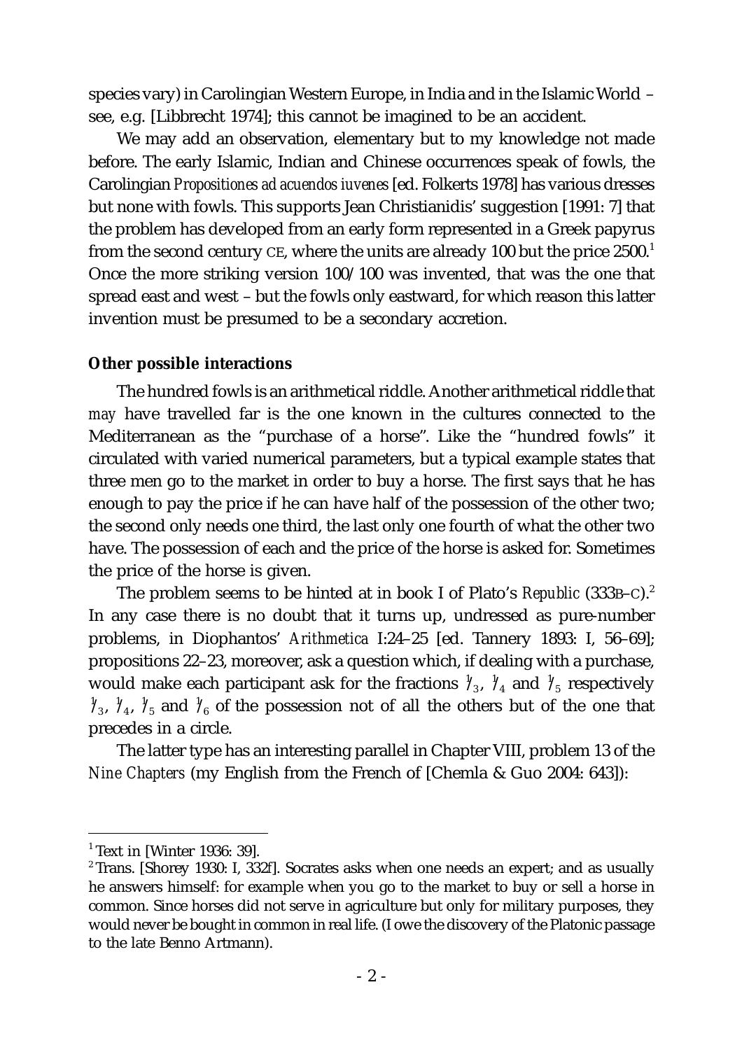species vary) in Carolingian Western Europe, in India and in the Islamic World – see, e.g. [Libbrecht 1974]; this cannot be imagined to be an accident.

We may add an observation, elementary but to my knowledge not made before. The early Islamic, Indian and Chinese occurrences speak of fowls, the Carolingian *Propositiones ad acuendos iuvenes* [ed. Folkerts 1978] has various dresses but none with fowls. This supports Jean Christianidis' suggestion [1991: 7] that the problem has developed from an early form represented in a Greek papyrus from the second century CE, where the units are already 100 but the price 2500.[1] Once the more striking version 100/100 was invented, that was the one that spread east and west – but the fowls only eastward, for which reason this latter invention must be presumed to be a secondary accretion.

**Other possible interactions**

The hundred fowls is an arithmetical riddle. Another arithmetical riddle that *may* have travelled far is the one known in the cultures connected to the Mediterranean as the "purchase of a horse". Like the "hundred fowls" it circulated with varied numerical parameters, but a typical example states that three men go to the market in order to buy a horse. The first says that he has enough to pay the price if he can have half of the possession of the other two; the second only needs one third, the last only one fourth of what the other two have. The possession of each and the price of the horse is asked for. Sometimes the price of the horse is given.

The problem seems to be hinted at in book I of Plato's *Republic* (333B–C).[2] In any case there is no doubt that it turns up, undressed as pure-number problems, in Diophantos' *Arithmetica* I:24–25 [ed. Tannery 1893: I, 56–69]; propositions 22–23, moreover, ask a question which, if dealing with a purchase, would make each participant ask for the fractions $\frac{1}{3}$, $\frac{1}{4}$ and $\frac{1}{5}$ respectively $\frac{1}{3}$, $\frac{1}{4}$, $\frac{1}{5}$ and $\frac{1}{6}$ of the possession not of all the others but of the one that precedes in a circle.

The latter type has an interesting parallel in Chapter VIII, problem 13 of the *Nine Chapters* (my English from the French of [Chemla & Guo 2004: 643]):

---

[1] Text in [Winter 1936: 39].

[2] Trans. [Shorey 1930: I, 332f]. Socrates asks when one needs an expert; and as usually he answers himself: for example when you go to the market to buy or sell a horse in common. Since horses did not serve in agriculture but only for military purposes, they would never be bought in common in real life. (I owe the discovery of the Platonic passage to the late Benno Artmann).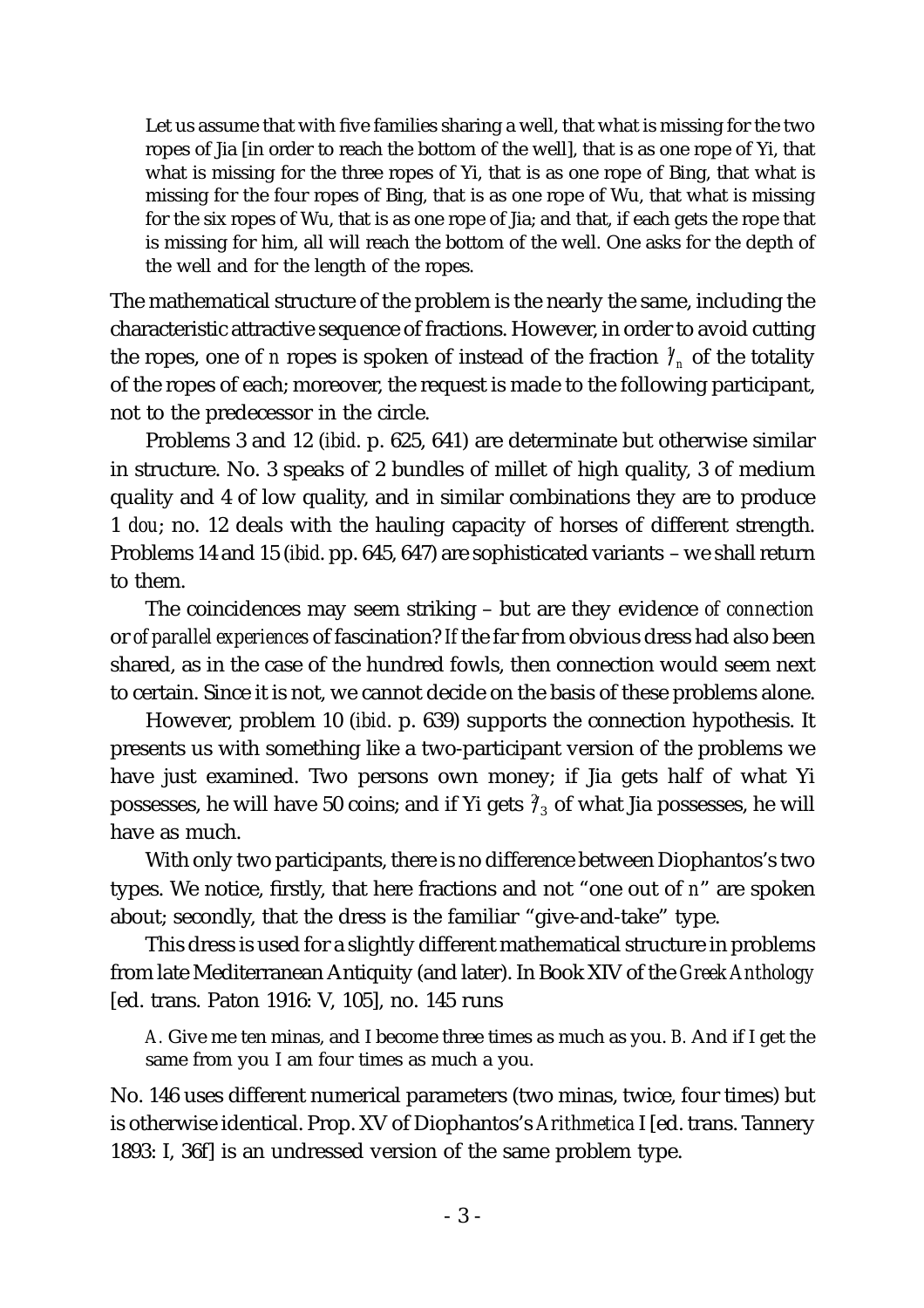> Let us assume that with five families sharing a well, that what is missing for the two ropes of Jia [in order to reach the bottom of the well], that is as one rope of Yi, that what is missing for the three ropes of Yi, that is as one rope of Bing, that what is missing for the four ropes of Bing, that is as one rope of Wu, that what is missing for the six ropes of Wu, that is as one rope of Jia; and that, if each gets the rope that is missing for him, all will reach the bottom of the well. One asks for the depth of the well and for the length of the ropes.

The mathematical structure of the problem is the nearly the same, including the characteristic attractive sequence of fractions. However, in order to avoid cutting the ropes, one of *n* ropes is spoken of instead of the fraction $\frac{1}{n}$ of the totality of the ropes of each; moreover, the request is made to the following participant, not to the predecessor in the circle.

Problems 3 and 12 (*ibid*. p. 625, 641) are determinate but otherwise similar in structure. No. 3 speaks of 2 bundles of millet of high quality, 3 of medium quality and 4 of low quality, and in similar combinations they are to produce 1 *dou*; no. 12 deals with the hauling capacity of horses of different strength. Problems 14 and 15 (*ibid*. pp. 645, 647) are sophisticated variants – we shall return to them.

The coincidences may seem striking – but are they evidence *of connection* or *of parallel experiences* of fascination? *If* the far from obvious dress had also been shared, as in the case of the hundred fowls, then connection would seem next to certain. Since it is not, we cannot decide on the basis of these problems alone.

However, problem 10 (*ibid*. p. 639) supports the connection hypothesis. It presents us with something like a two-participant version of the problems we have just examined. Two persons own money; if Jia gets half of what Yi possesses, he will have 50 coins; and if Yi gets $\frac{2}{3}$ of what Jia possesses, he will have as much.

With only two participants, there is no difference between Diophantos's two types. We notice, firstly, that here fractions and not "one out of *n*" are spoken about; secondly, that the dress is the familiar "give-and-take" type.

This dress is used for a slightly different mathematical structure in problems from late Mediterranean Antiquity (and later). In Book XIV of the *Greek Anthology* [ed. trans. Paton 1916: V, 105], no. 145 runs

> *A.* Give me ten minas, and I become three times as much as you. *B.* And if I get the same from you I am four times as much a you.

No. 146 uses different numerical parameters (two minas, twice, four times) but is otherwise identical. Prop. XV of Diophantos's *Arithmetica* I [ed. trans. Tannery 1893: I, 36f] is an undressed version of the same problem type.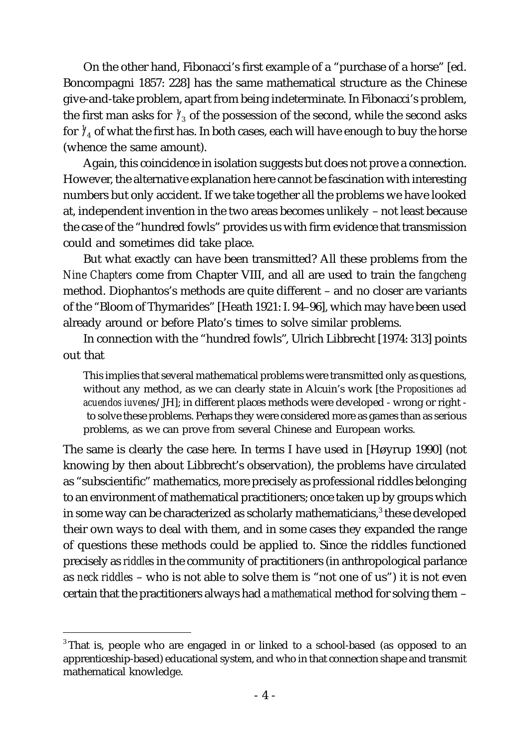On the other hand, Fibonacci's first example of a "purchase of a horse" [ed. Boncompagni 1857: 228] has the same mathematical structure as the Chinese give-and-take problem, apart from being indeterminate. In Fibonacci's problem, the first man asks for $^1/_3$ of the possession of the second, while the second asks for $^1/_4$ of what the first has. In both cases, each will have enough to buy the horse (whence the same amount).

Again, this coincidence in isolation suggests but does not prove a connection. However, the alternative explanation here cannot be fascination with interesting numbers but only accident. If we take together all the problems we have looked at, independent invention in the two areas becomes unlikely – not least because the case of the "hundred fowls" provides us with firm evidence that transmission could and sometimes did take place.

But what exactly can have been transmitted? All these problems from the *Nine Chapters* come from Chapter VIII, and all are used to train the *fangcheng* method. Diophantos's methods are quite different – and no closer are variants of the "Bloom of Thymarides" [Heath 1921: I. 94–96], which may have been used already around or before Plato's times to solve similar problems.

In connection with the "hundred fowls", Ulrich Libbrecht [1974: 313] points out that

> This implies that several mathematical problems were transmitted only as questions, without any method, as we can clearly state in Alcuin's work [the *Propositiones ad acuendos iuvenes*/JH]; in different places methods were developed - wrong or right - to solve these problems. Perhaps they were considered more as games than as serious problems, as we can prove from several Chinese and European works.

The same is clearly the case here. In terms I have used in [Høyrup 1990] (not knowing by then about Libbrecht's observation), the problems have circulated as "subscientific" mathematics, more precisely as professional riddles belonging to an environment of mathematical practitioners; once taken up by groups which in some way can be characterized as scholarly mathematicians,[3] these developed their own ways to deal with them, and in some cases they expanded the range of questions these methods could be applied to. Since the riddles functioned precisely as *riddles* in the community of practitioners (in anthropological parlance as *neck riddles* – who is not able to solve them is "not one of us") it is not even certain that the practitioners always had a *mathematical* method for solving them –

[3] That is, people who are engaged in or linked to a school-based (as opposed to an apprenticeship-based) educational system, and who in that connection shape and transmit mathematical knowledge.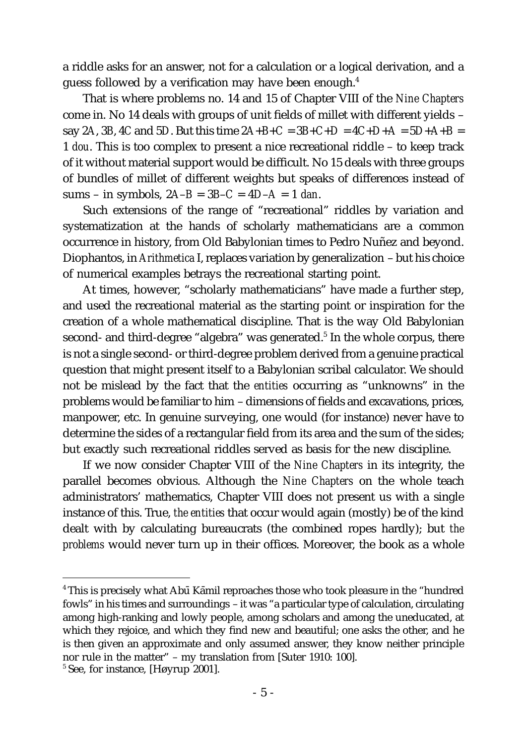a riddle asks for an answer, not for a calculation or a logical derivation, and a guess followed by a verification may have been enough.[4]

That is where problems no. 14 and 15 of Chapter VIII of the *Nine Chapters* come in. No 14 deals with groups of unit fields of millet with different yields – say $2A$, $3B$, $4C$ and $5D$. But this time $2A+B+C = 3B+C+D = 4C+D+A = 5D+A+B = 1$ *dou*. This is too complex to present a nice recreational riddle – to keep track of it without material support would be difficult. No 15 deals with three groups of bundles of millet of different weights but speaks of differences instead of sums – in symbols, $2A-B = 3B-C = 4D-A = 1$ *dan*.

Such extensions of the range of "recreational" riddles by variation and systematization at the hands of scholarly mathematicians are a common occurrence in history, from Old Babylonian times to Pedro Nuñez and beyond. Diophantos, in *Arithmetica* I, replaces variation by generalization – but his choice of numerical examples betrays the recreational starting point.

At times, however, "scholarly mathematicians" have made a further step, and used the recreational material as the starting point or inspiration for the creation of a whole mathematical discipline. That is the way Old Babylonian second- and third-degree "algebra" was generated.[5] In the whole corpus, there is not a single second- or third-degree problem derived from a genuine practical question that might present itself to a Babylonian scribal calculator. We should not be mislead by the fact that the *entities* occurring as "unknowns" in the problems would be familiar to him – dimensions of fields and excavations, prices, manpower, etc. In genuine surveying, one would (for instance) never have to determine the sides of a rectangular field from its area and the sum of the sides; but exactly such recreational riddles served as basis for the new discipline.

If we now consider Chapter VIII of the *Nine Chapters* in its integrity, the parallel becomes obvious. Although the *Nine Chapters* on the whole teach administrators' mathematics, Chapter VIII does not present us with a single instance of this. True, *the entities* that occur would again (mostly) be of the kind dealt with by calculating bureaucrats (the combined ropes hardly); but *the problems* would never turn up in their offices. Moreover, the book as a whole

---

[4] This is precisely what Abū Kāmil reproaches those who took pleasure in the "hundred fowls" in his times and surroundings – it was "a particular type of calculation, circulating among high-ranking and lowly people, among scholars and among the uneducated, at which they rejoice, and which they find new and beautiful; one asks the other, and he is then given an approximate and only assumed answer, they know neither principle nor rule in the matter" – my translation from [Suter 1910: 100].

[5] See, for instance, [Høyrup 2001].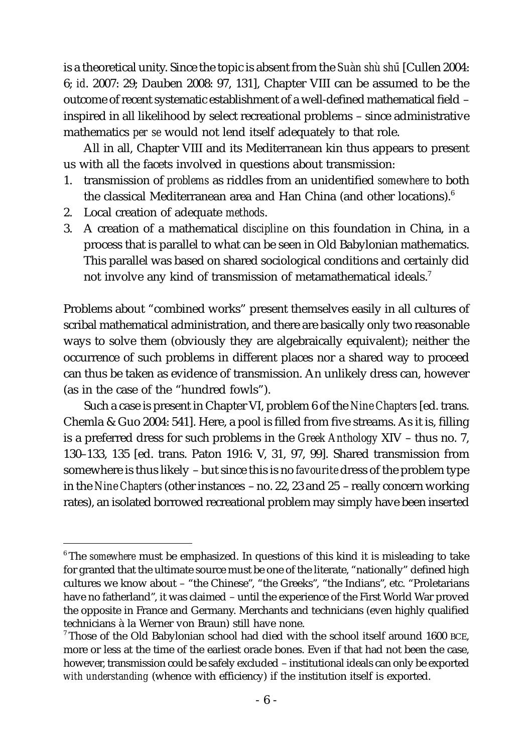is a theoretical unity. Since the topic is absent from the *Suàn shù shū* [Cullen 2004: 6; *id*. 2007: 29; Dauben 2008: 97, 131], Chapter VIII can be assumed to be the outcome of recent systematic establishment of a well-defined mathematical field – inspired in all likelihood by select recreational problems – since administrative mathematics *per se* would not lend itself adequately to that role.

All in all, Chapter VIII and its Mediterranean kin thus appears to present us with all the facets involved in questions about transmission:

1. transmission of *problems* as riddles from an unidentified *somewhere* to both the classical Mediterranean area and Han China (and other locations).[6]
2. Local creation of adequate *methods*.
3. A creation of a mathematical *discipline* on this foundation in China, in a process that is parallel to what can be seen in Old Babylonian mathematics. This parallel was based on shared sociological conditions and certainly did not involve any kind of transmission of metamathematical ideals.[7]

Problems about "combined works" present themselves easily in all cultures of scribal mathematical administration, and there are basically only two reasonable ways to solve them (obviously they are algebraically equivalent); neither the occurrence of such problems in different places nor a shared way to proceed can thus be taken as evidence of transmission. An unlikely dress can, however (as in the case of the "hundred fowls").

Such a case is present in Chapter VI, problem 6 of the *Nine Chapters* [ed. trans. Chemla & Guo 2004: 541]. Here, a pool is filled from five streams. As it is, filling is a preferred dress for such problems in the *Greek Anthology* XIV – thus no. 7, 130–133, 135 [ed. trans. Paton 1916: V, 31, 97, 99]. Shared transmission from somewhere is thus likely – but since this is no *favourite* dress of the problem type in the *Nine Chapters* (other instances – no. 22, 23 and 25 – really concern working rates), an isolated borrowed recreational problem may simply have been inserted

---

[6] The *somewhere* must be emphasized. In questions of this kind it is misleading to take for granted that the ultimate source must be one of the literate, "nationally" defined high cultures we know about – "the Chinese", "the Greeks", "the Indians", etc. "Proletarians have no fatherland", it was claimed – until the experience of the First World War proved the opposite in France and Germany. Merchants and technicians (even highly qualified technicians à la Werner von Braun) still have none.

[7] Those of the Old Babylonian school had died with the school itself around 1600 BCE, more or less at the time of the earliest oracle bones. Even if that had not been the case, however, transmission could be safely excluded – institutional ideals can only be exported *with understanding* (whence with efficiency) if the institution itself is exported.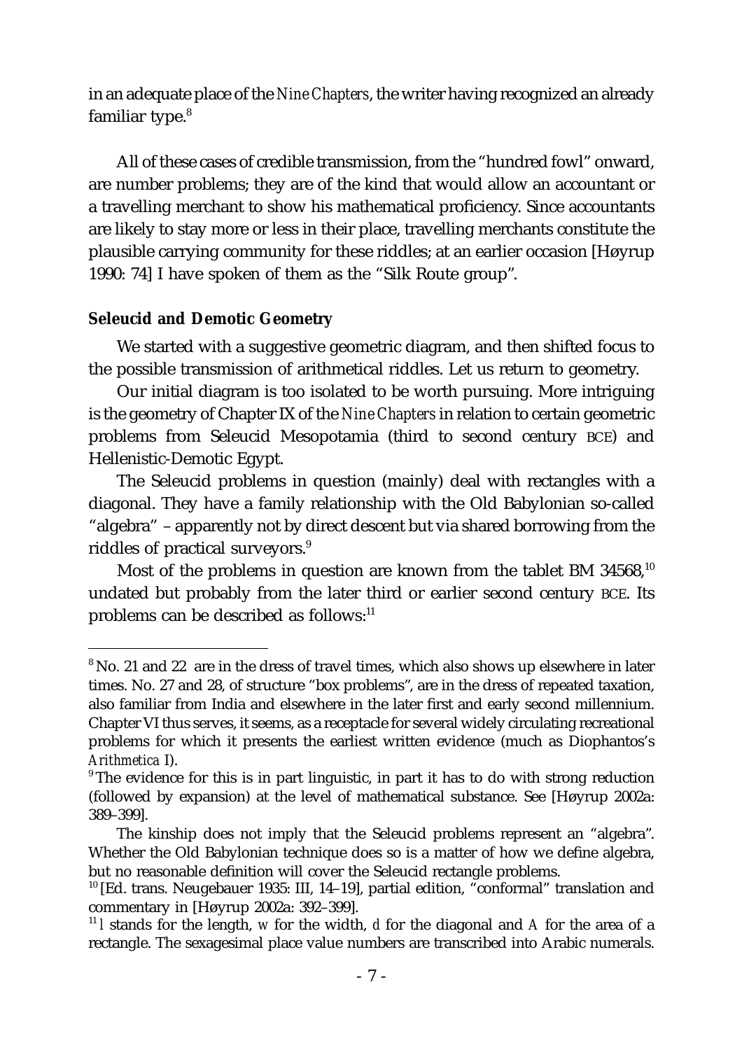in an adequate place of the *Nine Chapters*, the writer having recognized an already familiar type.[8]

All of these cases of credible transmission, from the "hundred fowl" onward, are number problems; they are of the kind that would allow an accountant or a travelling merchant to show his mathematical proficiency. Since accountants are likely to stay more or less in their place, travelling merchants constitute the plausible carrying community for these riddles; at an earlier occasion [Høyrup 1990: 74] I have spoken of them as the "Silk Route group".

**Seleucid and Demotic Geometry**

We started with a suggestive geometric diagram, and then shifted focus to the possible transmission of arithmetical riddles. Let us return to geometry.

Our initial diagram is too isolated to be worth pursuing. More intriguing is the geometry of Chapter IX of the *Nine Chapters* in relation to certain geometric problems from Seleucid Mesopotamia (third to second century BCE) and Hellenistic-Demotic Egypt.

The Seleucid problems in question (mainly) deal with rectangles with a diagonal. They have a family relationship with the Old Babylonian so-called "algebra" – apparently not by direct descent but via shared borrowing from the riddles of practical surveyors.[9]

Most of the problems in question are known from the tablet BM 34568,[10] undated but probably from the later third or earlier second century BCE. Its problems can be described as follows:[11]

---

[8] No. 21 and 22 are in the dress of travel times, which also shows up elsewhere in later times. No. 27 and 28, of structure "box problems", are in the dress of repeated taxation, also familiar from India and elsewhere in the later first and early second millennium. Chapter VI thus serves, it seems, as a receptacle for several widely circulating recreational problems for which it presents the earliest written evidence (much as Diophantos's *Arithmetica* I).

[9] The evidence for this is in part linguistic, in part it has to do with strong reduction (followed by expansion) at the level of mathematical substance. See [Høyrup 2002a: 389–399].

The kinship does not imply that the Seleucid problems represent an "algebra". Whether the Old Babylonian technique does so is a matter of how we define algebra, but no reasonable definition will cover the Seleucid rectangle problems.

[10] [Ed. trans. Neugebauer 1935: III, 14–19], partial edition, "conformal" translation and commentary in [Høyrup 2002a: 392–399].

[11] $l$ stands for the length, $w$ for the width, $d$ for the diagonal and $A$ for the area of a rectangle. The sexagesimal place value numbers are transcribed into Arabic numerals.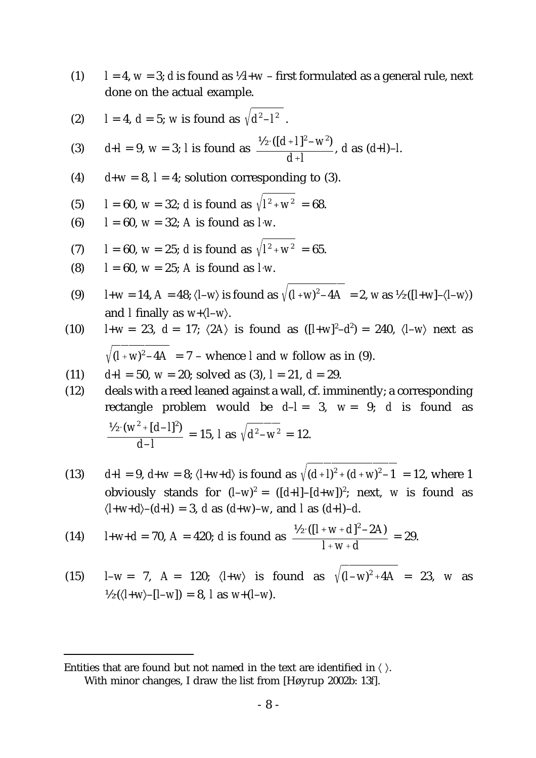(1) $l = 4$, $w = 3$; $d$ is found as $\frac{1}{3}l+w$ – first formulated as a general rule, next done on the actual example.

(2) $l = 4$, $d = 5$; $w$ is found as $\sqrt{d^2 - l^2}$ .

(3) $d+l = 9$, $w = 3$; $l$ is found as $\frac{\frac{1}{2}\cdot([d+l]^2 - w^2)}{d+l}$, $d$ as $(d+l)-l$.

(4) $d+w = 8$, $l = 4$; solution corresponding to (3).

(5) $l = 60$, $w = 32$; $d$ is found as $\sqrt{l^2+w^2} = 68$.

(6) $l = 60$, $w = 32$; $A$ is found as $l\cdot w$.

(7) $l = 60$, $w = 25$; $d$ is found as $\sqrt{l^2+w^2} = 65$.

(8) $l = 60$, $w = 25$; $A$ is found as $l\cdot w$.

(9) $l+w = 14$, $A = 48$; $\langle l-w\rangle$ is found as $\sqrt{(l+w)^2-4A} = 2$, $w$ as $\frac{1}{2}([l+w]-\langle l-w\rangle)$ and $l$ finally as $w+\langle l-w\rangle$.

(10) $l+w = 23$, $d = 17$; $\langle 2A\rangle$ is found as $([l+w]^2-d^2) = 240$, $\langle l-w\rangle$ next as $\sqrt{(l+w)^2-4A} = 7$ – whence $l$ and $w$ follow as in (9).

(11) $d+l = 50$, $w = 20$; solved as (3), $l = 21$, $d = 29$.

(12) deals with a reed leaned against a wall, cf. imminently; a corresponding rectangle problem would be $d-l = 3$, $w = 9$; $d$ is found as $\frac{\frac{1}{2}\cdot(w^2+[d-l]^2)}{d-l} = 15$, $l$ as $\sqrt{d^2-w^2} = 12$.

(13) $d+l = 9$, $d+w = 8$; $\langle l+w+d\rangle$ is found as $\sqrt{(d+l)^2+(d+w)^2-1} = 12$, where 1 obviously stands for $(l-w)^2 = ([d+l]-[d+w])^2$; next, $w$ is found as $\langle l+w+d\rangle-(d+l) = 3$, $d$ as $(d+w)-w$, and $l$ as $(d+l)-d$.

(14) $l+w+d = 70$, $A = 420$; $d$ is found as $\frac{\frac{1}{2}\cdot([l+w+d]^2-2A)}{l+w+d} = 29$.

(15) $l-w = 7$, $A = 120$; $\langle l+w\rangle$ is found as $\sqrt{(l-w)^2+4A} = 23$, $w$ as $\frac{1}{2}(\langle l+w\rangle-[l-w]) = 8$, $l$ as $w+(l-w)$.

---

Entities that are found but not named in the text are identified in $\langle\ \rangle$.

With minor changes, I draw the list from [Høyrup 2002b: 13f].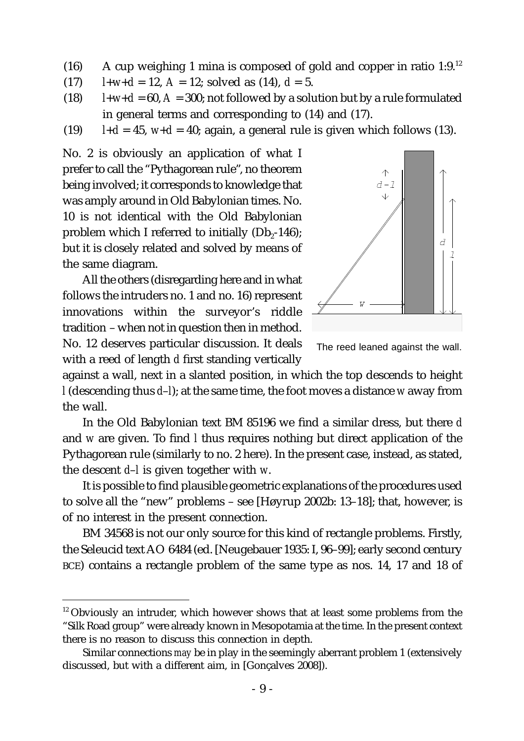(16) A cup weighing 1 mina is composed of gold and copper in ratio 1:9.[12]

(17) $l+w+d = 12$, $A = 12$; solved as (14), $d = 5$.

(18) $l+w+d = 60$, $A = 300$; not followed by a solution but by a rule formulated in general terms and corresponding to (14) and (17).

(19) $l+d = 45$, $w+d = 40$; again, a general rule is given which follows (13).

No. 2 is obviously an application of what I prefer to call the "Pythagorean rule", no theorem being involved; it corresponds to knowledge that was amply around in Old Babylonian times. No. 10 is not identical with the Old Babylonian problem which I referred to initially ($Db_2$-146); but it is closely related and solved by means of the same diagram.

All the others (disregarding here and in what follows the intruders no. 1 and no. 16) represent innovations within the surveyor's riddle tradition – when not in question then in method. No. 12 deserves particular discussion. It deals with a reed of length *d* first standing vertically against a wall, next in a slanted position, in which the top descends to height *l* (descending thus $d–l$); at the same time, the foot moves a distance *w* away from the wall.

The reed leaned against the wall.

In the Old Babylonian text BM 85196 we find a similar dress, but there *d* and *w* are given. To find *l* thus requires nothing but direct application of the Pythagorean rule (similarly to no. 2 here). In the present case, instead, as stated, the descent $d–l$ is given together with *w*.

It is possible to find plausible geometric explanations of the procedures used to solve all the "new" problems – see [Høyrup 2002b: 13–18]; that, however, is of no interest in the present connection.

BM 34568 is not our only source for this kind of rectangle problems. Firstly, the Seleucid text AO 6484 (ed. [Neugebauer 1935: I, 96–99]; early second century BCE) contains a rectangle problem of the same type as nos. 14, 17 and 18 of

[12] Obviously an intruder, which however shows that at least some problems from the "Silk Road group" were already known in Mesopotamia at the time. In the present context there is no reason to discuss this connection in depth.

Similar connections *may* be in play in the seemingly aberrant problem 1 (extensively discussed, but with a different aim, in [Gonçalves 2008]).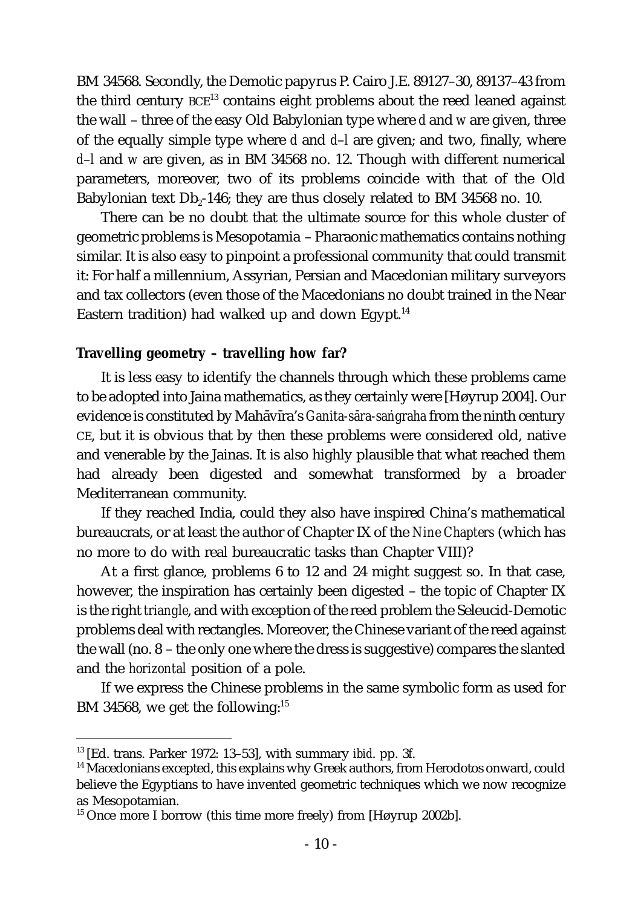BM 34568. Secondly, the Demotic papyrus P. Cairo J.E. 89127–30, 89137–43 from the third century BCE[13] contains eight problems about the reed leaned against the wall – three of the easy Old Babylonian type where $d$ and $w$ are given, three of the equally simple type where $d$ and $d–l$ are given; and two, finally, where $d–l$ and $w$ are given, as in BM 34568 no. 12. Though with different numerical parameters, moreover, two of its problems coincide with that of the Old Babylonian text $Db_2$-146; they are thus closely related to BM 34568 no. 10.

There can be no doubt that the ultimate source for this whole cluster of geometric problems is Mesopotamia – Pharaonic mathematics contains nothing similar. It is also easy to pinpoint a professional community that could transmit it: For half a millennium, Assyrian, Persian and Macedonian military surveyors and tax collectors (even those of the Macedonians no doubt trained in the Near Eastern tradition) had walked up and down Egypt.[14]

**Travelling geometry – travelling how far?**

It is less easy to identify the channels through which these problems came to be adopted into Jaina mathematics, as they certainly were [Høyrup 2004]. Our evidence is constituted by Mahāvīra's *Gaṇita-sāra-saṅgraha* from the ninth century CE, but it is obvious that by then these problems were considered old, native and venerable by the Jainas. It is also highly plausible that what reached them had already been digested and somewhat transformed by a broader Mediterranean community.

If they reached India, could they also have inspired China's mathematical bureaucrats, or at least the author of Chapter IX of the *Nine Chapters* (which has no more to do with real bureaucratic tasks than Chapter VIII)?

At a first glance, problems 6 to 12 and 24 might suggest so. In that case, however, the inspiration has certainly been digested – the topic of Chapter IX is the right *triangle*, and with exception of the reed problem the Seleucid-Demotic problems deal with rectangles. Moreover, the Chinese variant of the reed against the wall (no. 8 – the only one where the dress is suggestive) compares the slanted and the *horizontal* position of a pole.

If we express the Chinese problems in the same symbolic form as used for BM 34568, we get the following:[15]

---

[13] [Ed. trans. Parker 1972: 13–53], with summary *ibid.* pp. 3f.

[14] Macedonians excepted, this explains why Greek authors, from Herodotos onward, could believe the Egyptians to have invented geometric techniques which we now recognize as Mesopotamian.

[15] Once more I borrow (this time more freely) from [Høyrup 2002b].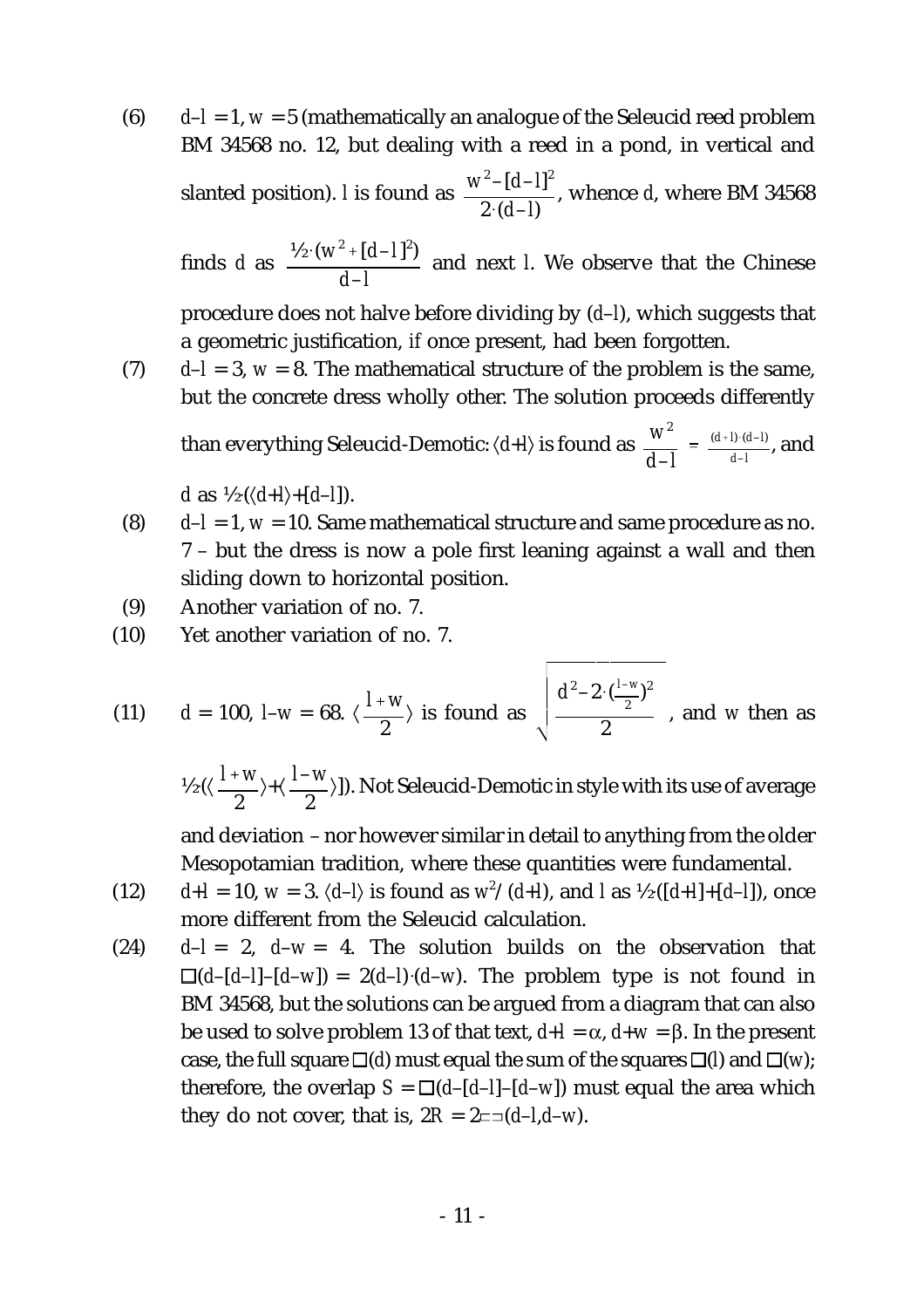(6) $d–l = 1$, $w = 5$ (mathematically an analogue of the Seleucid reed problem BM 34568 no. 12, but dealing with a reed in a pond, in vertical and slanted position). $l$ is found as $\frac{w^2–[d–l]^2}{2\cdot(d–l)}$, whence $d$, where BM 34568 finds $d$ as $\frac{½\cdot(w^2+[d–l]^2)}{d–l}$ and next $l$. We observe that the Chinese procedure does not halve before dividing by $(d–l)$, which suggests that a geometric justification, *if* once present, had been forgotten.

(7) $d–l = 3$, $w = 8$. The mathematical structure of the problem is the same, but the concrete dress wholly other. The solution proceeds differently than everything Seleucid-Demotic: $\langle d+l\rangle$ is found as $\frac{w^2}{d–l} = \frac{(d+l)\cdot(d–l)}{d–l}$, and $d$ as $½\cdot(\langle d+l\rangle+[d–l])$.

(8) $d–l = 1$, $w = 10$. Same mathematical structure and same procedure as no. 7 – but the dress is now a pole first leaning against a wall and then sliding down to horizontal position.

(9) Another variation of no. 7.

(10) Yet another variation of no. 7.

(11) $d = 100$, $l–w = 68$. $\langle\frac{l+w}{2}\rangle$ is found as $\sqrt{\frac{d^2–2\cdot(\frac{l–w}{2})^2}{2}}$, and $w$ then as $½\cdot(\langle\frac{l+w}{2}\rangle+\langle\frac{l–w}{2}\rangle])$. Not Seleucid-Demotic in style with its use of average and deviation – nor however similar in detail to anything from the older Mesopotamian tradition, where these quantities were fundamental.

(12) $d+l = 10$, $w = 3$. $\langle d–l\rangle$ is found as $w^2/(d+l)$, and $l$ as $½\cdot([d+l]+[d–l])$, once more different from the Seleucid calculation.

(24) $d–l = 2$, $d–w = 4$. The solution builds on the observation that $\square(d–[d–l]–[d–w]) = 2(d–l)\cdot(d–w)$. The problem type is not found in BM 34568, but the solutions can be argued from a diagram that can also be used to solve problem 13 of that text, $d+l = \alpha$, $d+w = \beta$. In the present case, the full square $\square(d)$ must equal the sum of the squares $\square(l)$ and $\square(w)$; therefore, the overlap $S = \square(d–[d–l]–[d–w])$ must equal the area which they do not cover, that is, $2R = 2\sqsubset\!\sqsupset(d–l,d–w)$.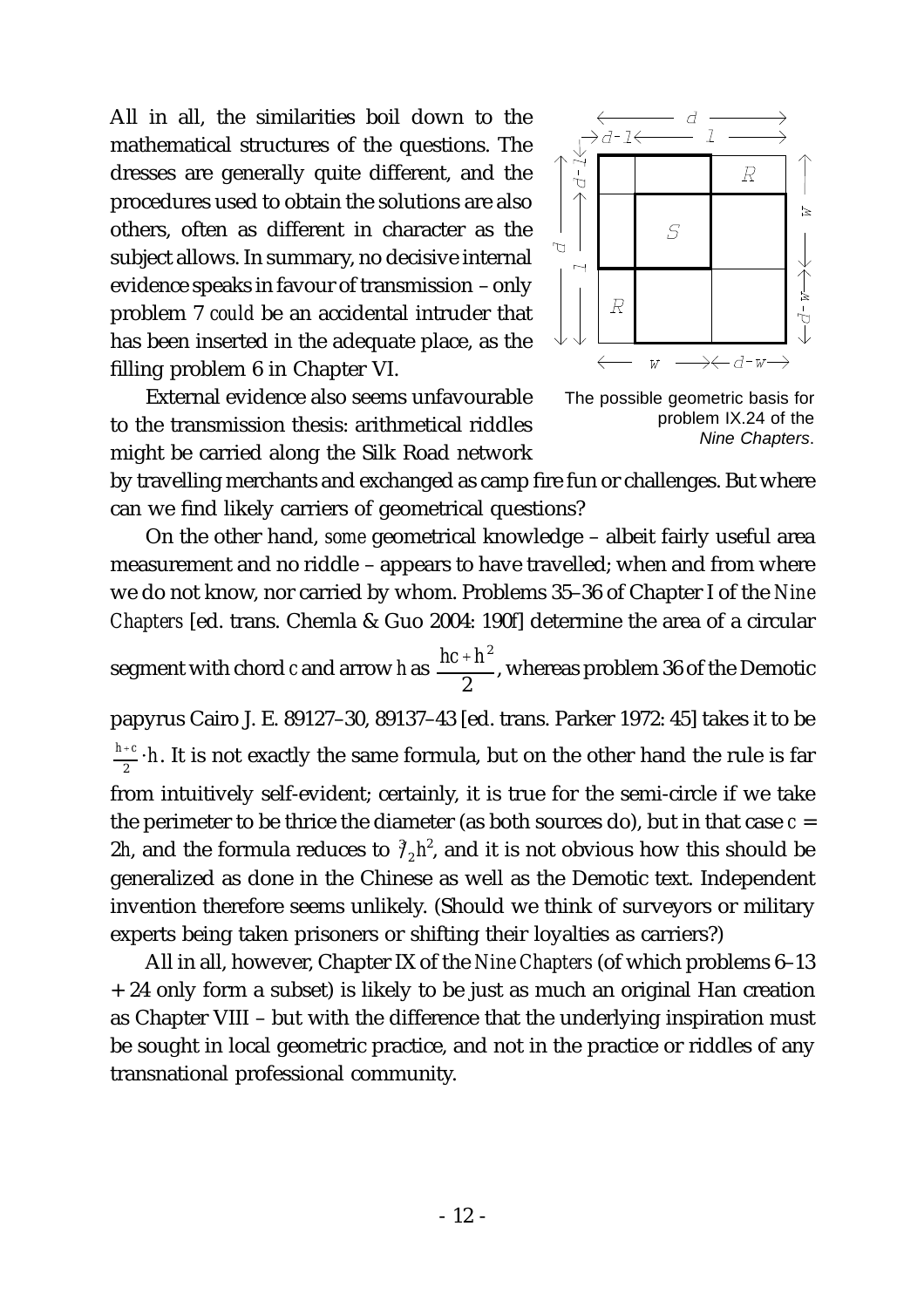All in all, the similarities boil down to the mathematical structures of the questions. The dresses are generally quite different, and the procedures used to obtain the solutions are also others, often as different in character as the subject allows. In summary, no decisive internal evidence speaks in favour of transmission – only problem 7 *could* be an accidental intruder that has been inserted in the adequate place, as the filling problem 6 in Chapter VI.

The possible geometric basis for problem IX.24 of the *Nine Chapters*.

External evidence also seems unfavourable to the transmission thesis: arithmetical riddles might be carried along the Silk Road network by travelling merchants and exchanged as camp fire fun or challenges. But where can we find likely carriers of geometrical questions?

On the other hand, *some* geometrical knowledge – albeit fairly useful area measurement and no riddle – appears to have travelled; when and from where we do not know, nor carried by whom. Problems 35–36 of Chapter I of the *Nine Chapters* [ed. trans. Chemla & Guo 2004: 190f] determine the area of a circular segment with chord $c$ and arrow $h$ as $\frac{hc+h^2}{2}$, whereas problem 36 of the Demotic papyrus Cairo J. E. 89127–30, 89137–43 [ed. trans. Parker 1972: 45] takes it to be $\frac{h+c}{2}\cdot h$. It is not exactly the same formula, but on the other hand the rule is far from intuitively self-evident; certainly, it is true for the semi-circle if we take the perimeter to be thrice the diameter (as both sources do), but in that case $c = 2h$, and the formula reduces to $\frac{3}{2}h^2$, and it is not obvious how this should be generalized as done in the Chinese as well as the Demotic text. Independent invention therefore seems unlikely. (Should we think of surveyors or military experts being taken prisoners or shifting their loyalties as carriers?)

All in all, however, Chapter IX of the *Nine Chapters* (of which problems 6–13 + 24 only form a subset) is likely to be just as much an original Han creation as Chapter VIII – but with the difference that the underlying inspiration must be sought in local geometric practice, and not in the practice or riddles of any transnational professional community.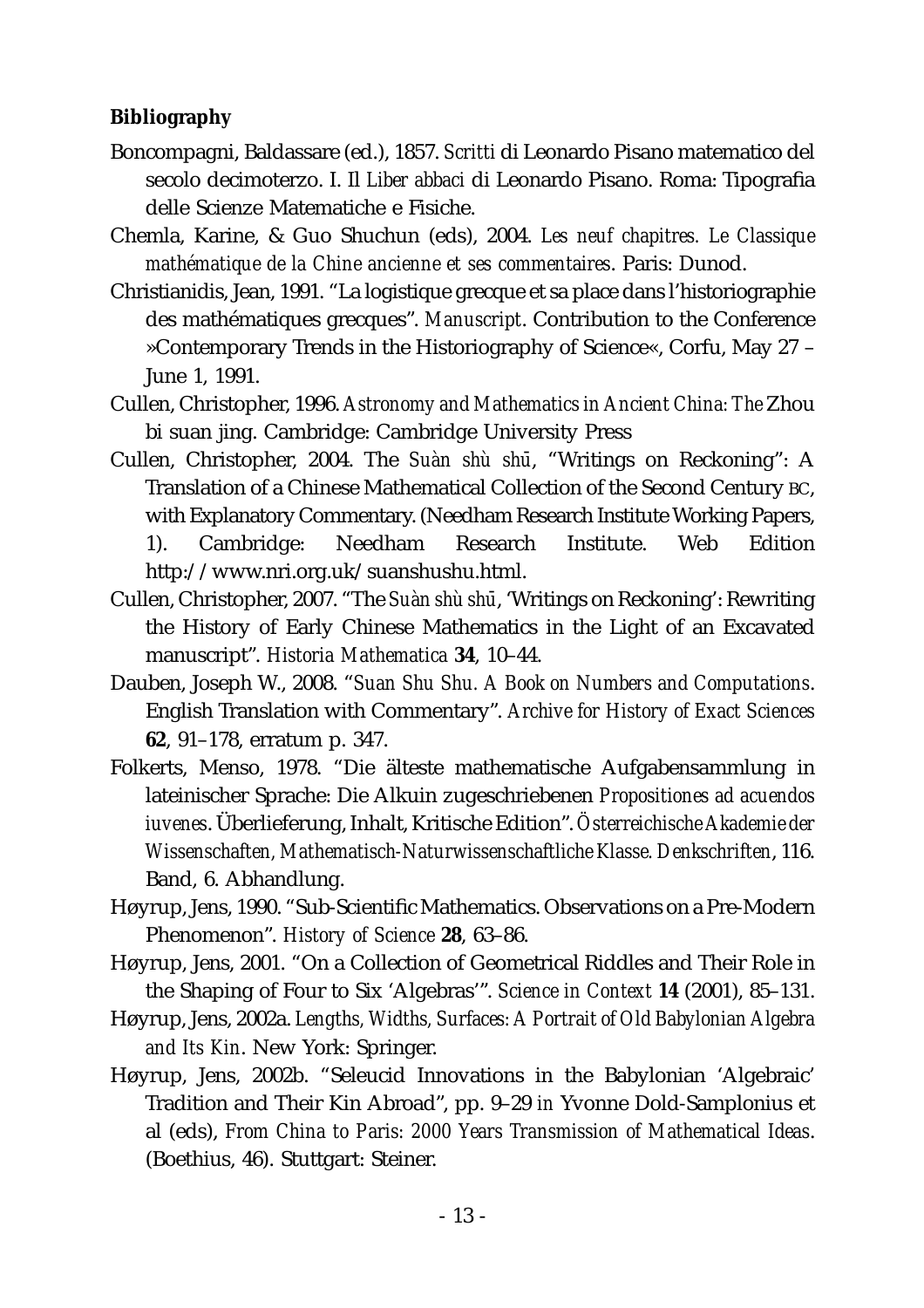**Bibliography**

Boncompagni, Baldassare (ed.), 1857. *Scritti* di Leonardo Pisano matematico del secolo decimoterzo. I. Il *Liber abbaci* di Leonardo Pisano. Roma: Tipografia delle Scienze Matematiche e Fisiche.

Chemla, Karine, & Guo Shuchun (eds), 2004. *Les neuf chapitres. Le Classique mathématique de la Chine ancienne et ses commentaires*. Paris: Dunod.

Christianidis, Jean, 1991. "La logistique grecque et sa place dans l'historiographie des mathématiques grecques". *Manuscript*. Contribution to the Conference »Contemporary Trends in the Historiography of Science«, Corfu, May 27 – June 1, 1991.

Cullen, Christopher, 1996. *Astronomy and Mathematics in Ancient China: The* Zhou bi suan jing. Cambridge: Cambridge University Press

Cullen, Christopher, 2004. The *Suàn shù shū*, "Writings on Reckoning": A Translation of a Chinese Mathematical Collection of the Second Century BC, with Explanatory Commentary. (Needham Research Institute Working Papers, 1). Cambridge: Needham Research Institute. Web Edition http://www.nri.org.uk/suanshushu.html.

Cullen, Christopher, 2007. "The *Suàn shù shū*, 'Writings on Reckoning': Rewriting the History of Early Chinese Mathematics in the Light of an Excavated manuscript". *Historia Mathematica* **34**, 10–44.

Dauben, Joseph W., 2008. "*Suan Shu Shu. A Book on Numbers and Computations*. English Translation with Commentary". *Archive for History of Exact Sciences* **62**, 91–178, erratum p. 347.

Folkerts, Menso, 1978. "Die älteste mathematische Aufgabensammlung in lateinischer Sprache: Die Alkuin zugeschriebenen *Propositiones ad acuendos iuvenes*. Überlieferung, Inhalt, Kritische Edition". *Österreichische Akademie der Wissenschaften, Mathematisch-Naturwissenschaftliche Klasse. Denkschriften*, 116. Band, 6. Abhandlung.

Høyrup, Jens, 1990. "Sub-Scientific Mathematics. Observations on a Pre-Modern Phenomenon". *History of Science* **28**, 63–86.

Høyrup, Jens, 2001. "On a Collection of Geometrical Riddles and Their Role in the Shaping of Four to Six 'Algebras'". *Science in Context* **14** (2001), 85–131.

Høyrup, Jens, 2002a. *Lengths, Widths, Surfaces: A Portrait of Old Babylonian Algebra and Its Kin*. New York: Springer.

Høyrup, Jens, 2002b. "Seleucid Innovations in the Babylonian 'Algebraic' Tradition and Their Kin Abroad", pp. 9–29 *in* Yvonne Dold-Samplonius et al (eds), *From China to Paris: 2000 Years Transmission of Mathematical Ideas*. (Boethius, 46). Stuttgart: Steiner.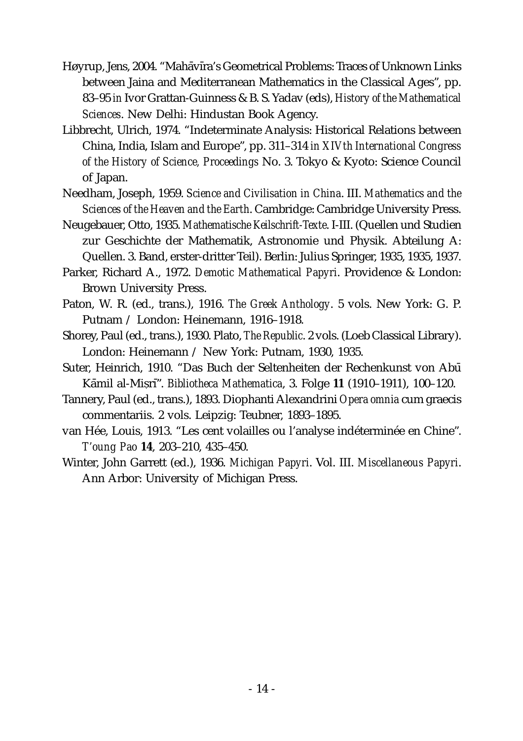Høyrup, Jens, 2004. "Mahāvīra's Geometrical Problems: Traces of Unknown Links between Jaina and Mediterranean Mathematics in the Classical Ages", pp. 83–95 *in* Ivor Grattan-Guinness & B. S. Yadav (eds), *History of the Mathematical Sciences*. New Delhi: Hindustan Book Agency.

Libbrecht, Ulrich, 1974. "Indeterminate Analysis: Historical Relations between China, India, Islam and Europe", pp. 311–314 *in XIVth International Congress of the History of Science, Proceedings* No. 3. Tokyo & Kyoto: Science Council of Japan.

Needham, Joseph, 1959. *Science and Civilisation in China*. III. *Mathematics and the Sciences of the Heaven and the Earth*. Cambridge: Cambridge University Press.

Neugebauer, Otto, 1935. *Mathematische Keilschrift-Texte*. I-III. (Quellen und Studien zur Geschichte der Mathematik, Astronomie und Physik. Abteilung A: Quellen. 3. Band, erster-dritter Teil). Berlin: Julius Springer, 1935, 1935, 1937.

Parker, Richard A., 1972. *Demotic Mathematical Papyri*. Providence & London: Brown University Press.

Paton, W. R. (ed., trans.), 1916. *The Greek Anthology*. 5 vols. New York: G. P. Putnam / London: Heinemann, 1916–1918.

Shorey, Paul (ed., trans.), 1930. Plato, *The Republic*. 2 vols. (Loeb Classical Library). London: Heinemann / New York: Putnam, 1930, 1935.

Suter, Heinrich, 1910. "Das Buch der Seltenheiten der Rechenkunst von Abū Kāmil al-Miṣrī". *Bibliotheca Mathematica*, 3. Folge **11** (1910–1911), 100–120.

Tannery, Paul (ed., trans.), 1893. Diophanti Alexandrini *Opera omnia* cum graecis commentariis. 2 vols. Leipzig: Teubner, 1893–1895.

van Hée, Louis, 1913. "Les cent volailles ou l'analyse indéterminée en Chine". *T'oung Pao* **14**, 203–210, 435–450.

Winter, John Garrett (ed.), 1936. *Michigan Papyri*. Vol. III. *Miscellaneous Papyri*. Ann Arbor: University of Michigan Press.